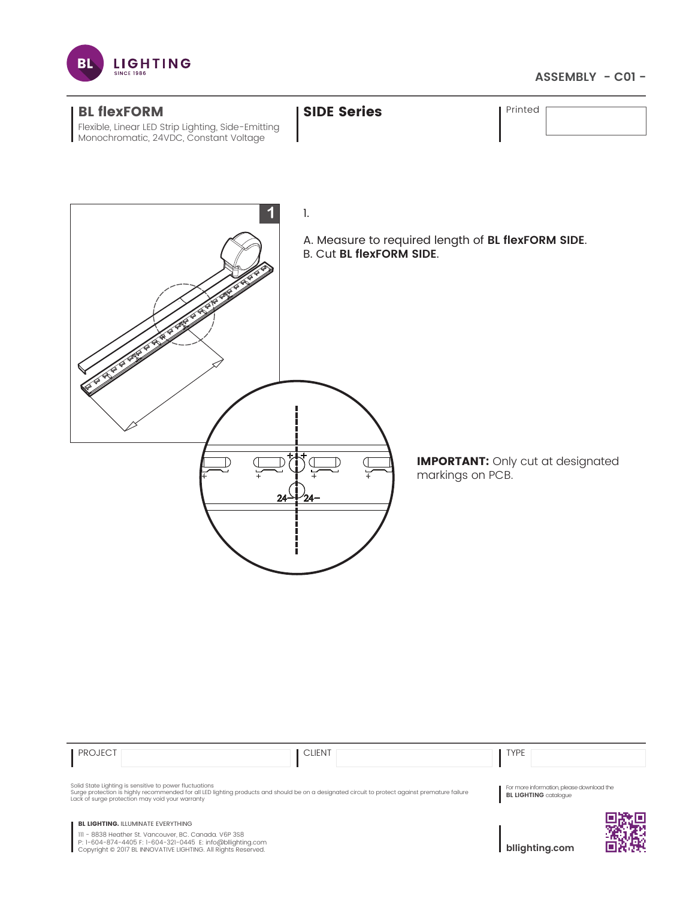ASSEMBLY - C01 -

## BL flexFORM

Flexible, Linear LED Strip Lighting, Side-Emitting Monochromatic, 24VDC, Constant Voltage

## SIDE Series

Printed

1.

A. Measure to required length of **BL flexFORM SIDE**.
B. Cut **BL flexFORM SIDE**.

**IMPORTANT:** Only cut at designated markings on PCB.

| PROJECT | | CLIENT | | TYPE | |
|---|---|---|---|---|---|

Solid State Lighting is sensitive to power fluctuations
Surge protection is highly recommended for all LED lighting products and should be on a designated circuit to protect against premature failure
Lack of surge protection may void your warranty

For more information, please download the **BL LIGHTING** catalogue

**BL LIGHTING.** ILLUMINATE EVERYTHING

111 - 8838 Heather St. Vancouver, BC. Canada. V6P 3S8
P: 1-604-874-4405 F: 1-604-321-0445 E: info@bllighting.com
Copyright © 2017 BL INNOVATIVE LIGHTING. All Rights Reserved.

**bllighting.com**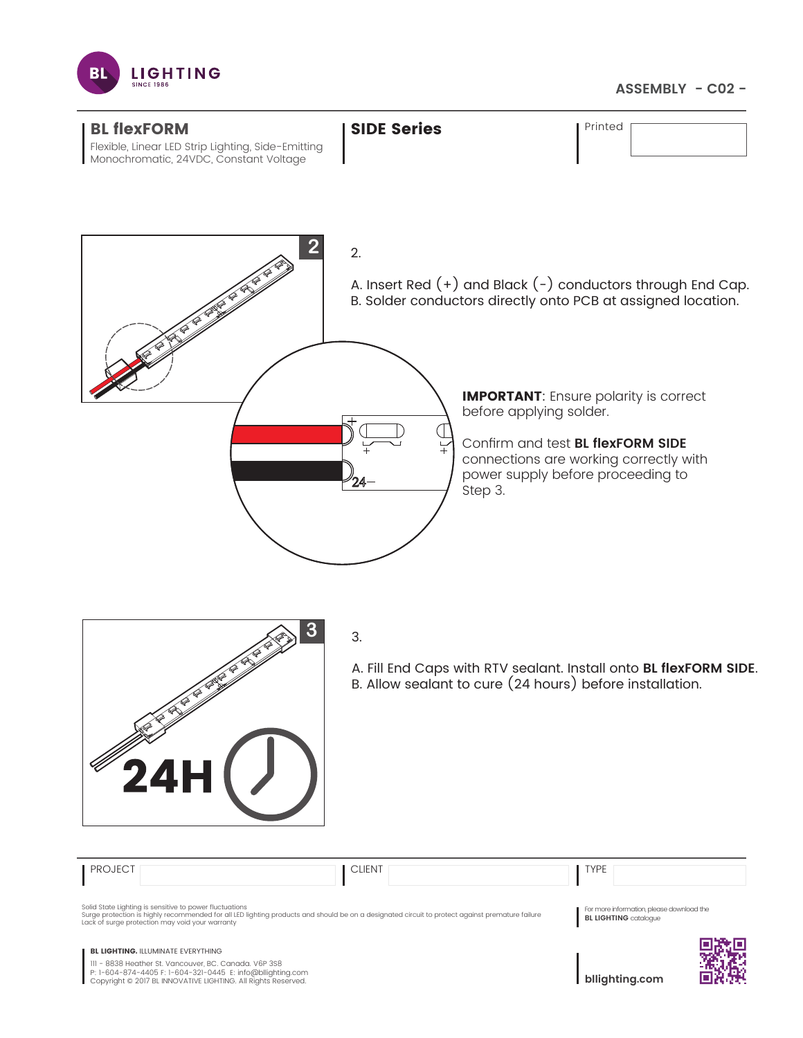## BL flexFORM

Flexible, Linear LED Strip Lighting, Side-Emitting
Monochromatic, 24VDC, Constant Voltage

## SIDE Series

Printed

2.

A. Insert Red (+) and Black (-) conductors through End Cap.
B. Solder conductors directly onto PCB at assigned location.

**IMPORTANT**: Ensure polarity is correct before applying solder.

Confirm and test **BL flexFORM SIDE** connections are working correctly with power supply before proceeding to Step 3.

3.

A. Fill End Caps with RTV sealant. Install onto **BL flexFORM SIDE**.
B. Allow sealant to cure (24 hours) before installation.

PROJECT | CLIENT | TYPE

Solid State Lighting is sensitive to power fluctuations
Surge protection is highly recommended for all LED lighting products and should be on a designated circuit to protect against premature failure
Lack of surge protection may void your warranty

For more information, please download the **BL LIGHTING** catalogue

**BL LIGHTING.** ILLUMINATE EVERYTHING
111 - 8838 Heather St. Vancouver, BC. Canada. V6P 3S8
P: 1-604-874-4405 F: 1-604-321-0445 E: info@bllighting.com
Copyright © 2017 BL INNOVATIVE LIGHTING. All Rights Reserved.

**bllighting.com**